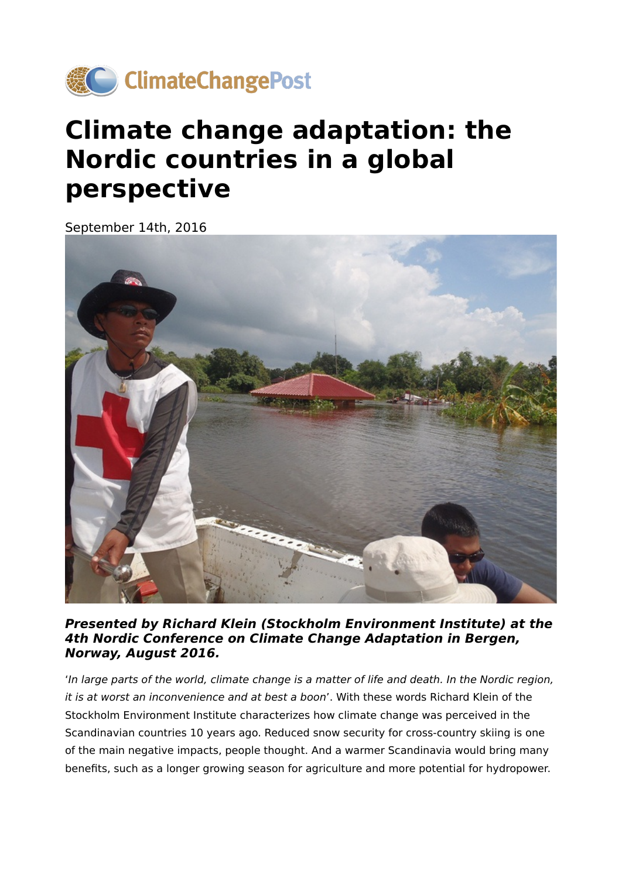ClimateChangePost

# Climate change adaptation: the Nordic countries in a global perspective

September 14th, 2016

***Presented by Richard Klein (Stockholm Environment Institute) at the 4th Nordic Conference on Climate Change Adaptation in Bergen, Norway, August 2016.***

'*In large parts of the world, climate change is a matter of life and death. In the Nordic region, it is at worst an inconvenience and at best a boon*'. With these words Richard Klein of the Stockholm Environment Institute characterizes how climate change was perceived in the Scandinavian countries 10 years ago. Reduced snow security for cross-country skiing is one of the main negative impacts, people thought. And a warmer Scandinavia would bring many benefits, such as a longer growing season for agriculture and more potential for hydropower.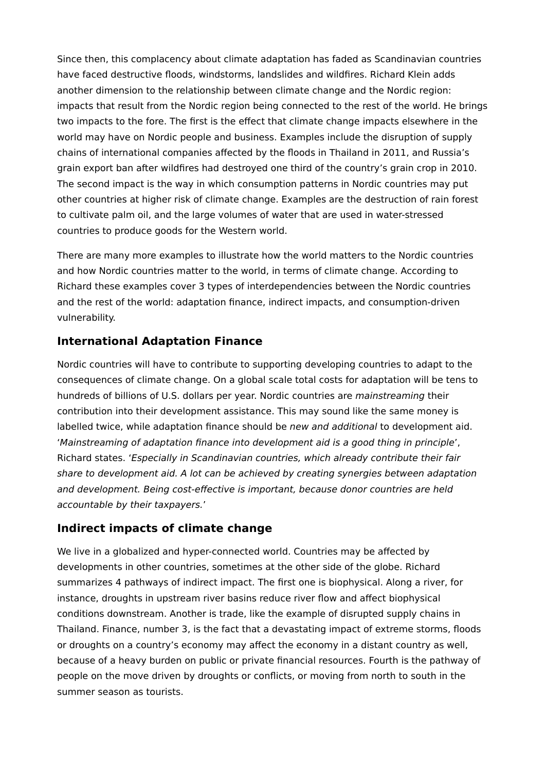Since then, this complacency about climate adaptation has faded as Scandinavian countries have faced destructive floods, windstorms, landslides and wildfires. Richard Klein adds another dimension to the relationship between climate change and the Nordic region: impacts that result from the Nordic region being connected to the rest of the world. He brings two impacts to the fore. The first is the effect that climate change impacts elsewhere in the world may have on Nordic people and business. Examples include the disruption of supply chains of international companies affected by the floods in Thailand in 2011, and Russia's grain export ban after wildfires had destroyed one third of the country's grain crop in 2010. The second impact is the way in which consumption patterns in Nordic countries may put other countries at higher risk of climate change. Examples are the destruction of rain forest to cultivate palm oil, and the large volumes of water that are used in water-stressed countries to produce goods for the Western world.

There are many more examples to illustrate how the world matters to the Nordic countries and how Nordic countries matter to the world, in terms of climate change. According to Richard these examples cover 3 types of interdependencies between the Nordic countries and the rest of the world: adaptation finance, indirect impacts, and consumption-driven vulnerability.

## International Adaptation Finance

Nordic countries will have to contribute to supporting developing countries to adapt to the consequences of climate change. On a global scale total costs for adaptation will be tens to hundreds of billions of U.S. dollars per year. Nordic countries are *mainstreaming* their contribution into their development assistance. This may sound like the same money is labelled twice, while adaptation finance should be *new and additional* to development aid. '*Mainstreaming of adaptation finance into development aid is a good thing in principle*', Richard states. '*Especially in Scandinavian countries, which already contribute their fair share to development aid. A lot can be achieved by creating synergies between adaptation and development. Being cost-effective is important, because donor countries are held accountable by their taxpayers.*'

## Indirect impacts of climate change

We live in a globalized and hyper-connected world. Countries may be affected by developments in other countries, sometimes at the other side of the globe. Richard summarizes 4 pathways of indirect impact. The first one is biophysical. Along a river, for instance, droughts in upstream river basins reduce river flow and affect biophysical conditions downstream. Another is trade, like the example of disrupted supply chains in Thailand. Finance, number 3, is the fact that a devastating impact of extreme storms, floods or droughts on a country's economy may affect the economy in a distant country as well, because of a heavy burden on public or private financial resources. Fourth is the pathway of people on the move driven by droughts or conflicts, or moving from north to south in the summer season as tourists.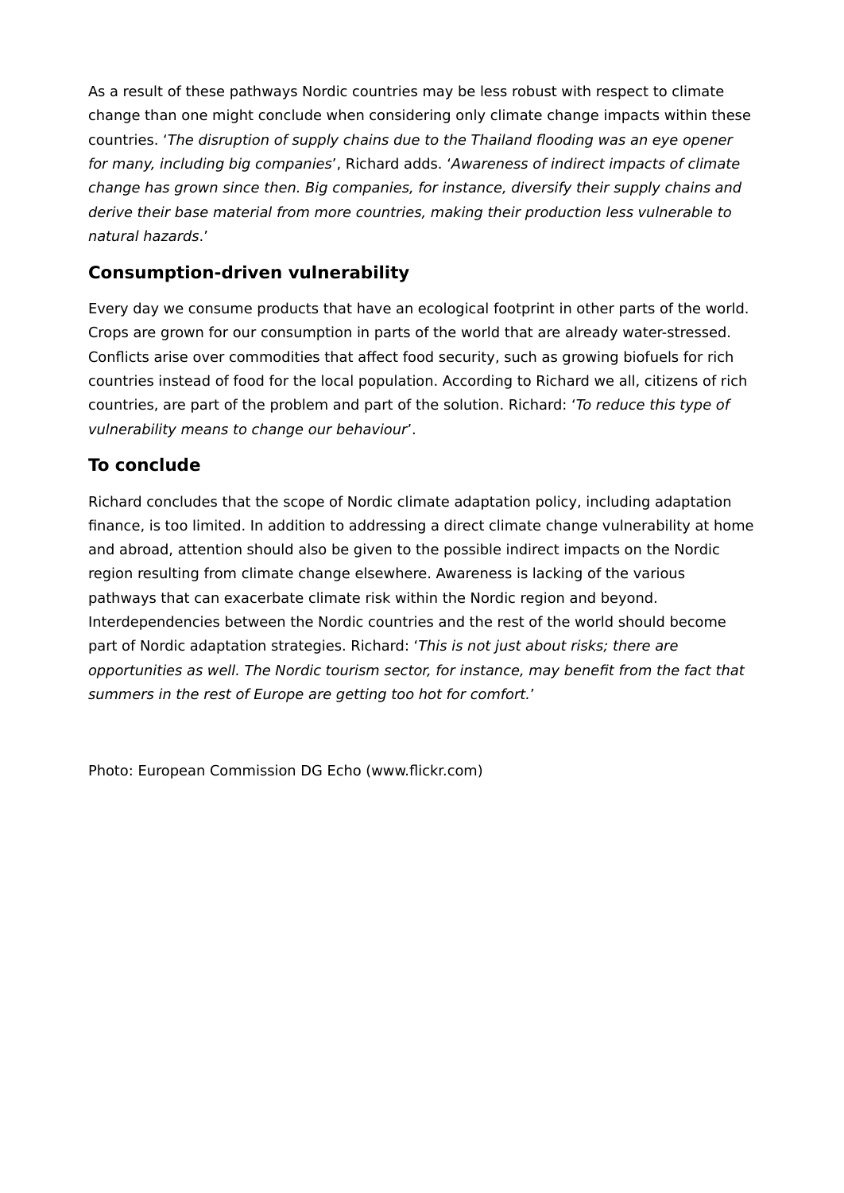As a result of these pathways Nordic countries may be less robust with respect to climate change than one might conclude when considering only climate change impacts within these countries. '*The disruption of supply chains due to the Thailand flooding was an eye opener for many, including big companies*', Richard adds. '*Awareness of indirect impacts of climate change has grown since then. Big companies, for instance, diversify their supply chains and derive their base material from more countries, making their production less vulnerable to natural hazards*.'

## Consumption-driven vulnerability

Every day we consume products that have an ecological footprint in other parts of the world. Crops are grown for our consumption in parts of the world that are already water-stressed. Conflicts arise over commodities that affect food security, such as growing biofuels for rich countries instead of food for the local population. According to Richard we all, citizens of rich countries, are part of the problem and part of the solution. Richard: '*To reduce this type of vulnerability means to change our behaviour*'.

## To conclude

Richard concludes that the scope of Nordic climate adaptation policy, including adaptation finance, is too limited. In addition to addressing a direct climate change vulnerability at home and abroad, attention should also be given to the possible indirect impacts on the Nordic region resulting from climate change elsewhere. Awareness is lacking of the various pathways that can exacerbate climate risk within the Nordic region and beyond. Interdependencies between the Nordic countries and the rest of the world should become part of Nordic adaptation strategies. Richard: '*This is not just about risks; there are opportunities as well. The Nordic tourism sector, for instance, may benefit from the fact that summers in the rest of Europe are getting too hot for comfort.*'

Photo: European Commission DG Echo (www.flickr.com)